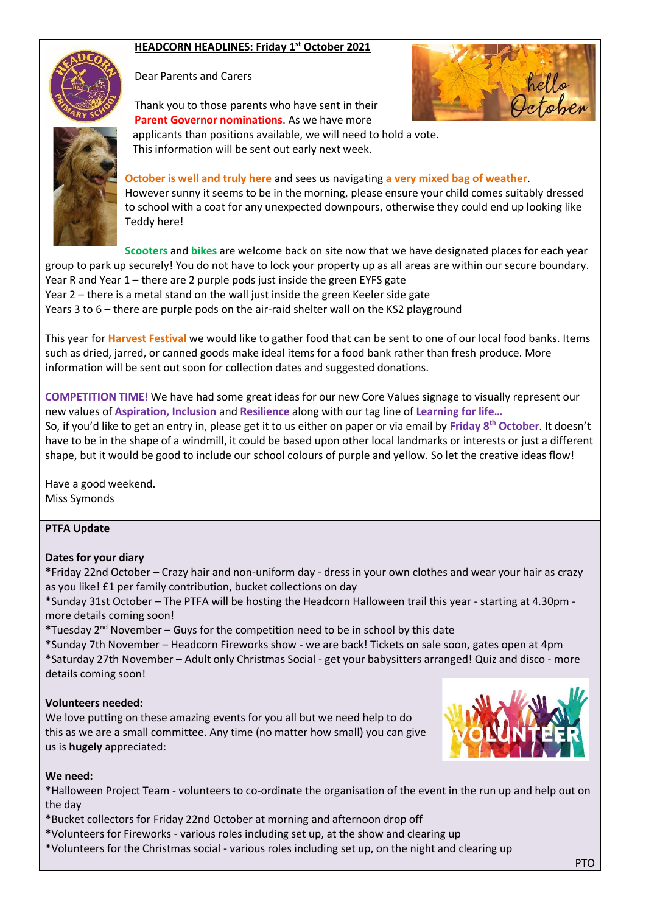# HEADCORN HEADLINES: Friday 1st October 2021

Dear Parents and Carers

Thank you to those parents who have sent in their **Parent Governor nominations**. As we have more applicants than positions available, we will need to hold a vote. This information will be sent out early next week.

**October is well and truly here** and sees us navigating **a very mixed bag of weather**. However sunny it seems to be in the morning, please ensure your child comes suitably dressed to school with a coat for any unexpected downpours, otherwise they could end up looking like Teddy here!

**Scooters** and **bikes** are welcome back on site now that we have designated places for each year group to park up securely! You do not have to lock your property up as all areas are within our secure boundary.
Year R and Year 1 – there are 2 purple pods just inside the green EYFS gate
Year 2 – there is a metal stand on the wall just inside the green Keeler side gate
Years 3 to 6 – there are purple pods on the air-raid shelter wall on the KS2 playground

This year for **Harvest Festival** we would like to gather food that can be sent to one of our local food banks. Items such as dried, jarred, or canned goods make ideal items for a food bank rather than fresh produce. More information will be sent out soon for collection dates and suggested donations.

**COMPETITION TIME!** We have had some great ideas for our new Core Values signage to visually represent our new values of **Aspiration, Inclusion** and **Resilience** along with our tag line of **Learning for life…**
So, if you'd like to get an entry in, please get it to us either on paper or via email by **Friday 8th October**. It doesn't have to be in the shape of a windmill, it could be based upon other local landmarks or interests or just a different shape, but it would be good to include our school colours of purple and yellow. So let the creative ideas flow!

Have a good weekend.
Miss Symonds

## PTFA Update

### Dates for your diary

*Friday 22nd October – Crazy hair and non-uniform day - dress in your own clothes and wear your hair as crazy as you like! £1 per family contribution, bucket collections on day
*Sunday 31st October – The PTFA will be hosting the Headcorn Halloween trail this year - starting at 4.30pm - more details coming soon!
*Tuesday 2nd November – Guys for the competition need to be in school by this date
*Sunday 7th November – Headcorn Fireworks show - we are back! Tickets on sale soon, gates open at 4pm
*Saturday 27th November – Adult only Christmas Social - get your babysitters arranged! Quiz and disco - more details coming soon!

### Volunteers needed:

We love putting on these amazing events for you all but we need help to do this as we are a small committee. Any time (no matter how small) you can give us is **hugely** appreciated:

### We need:

*Halloween Project Team - volunteers to co-ordinate the organisation of the event in the run up and help out on the day
*Bucket collectors for Friday 22nd October at morning and afternoon drop off
*Volunteers for Fireworks - various roles including set up, at the show and clearing up
*Volunteers for the Christmas social - various roles including set up, on the night and clearing up

PTO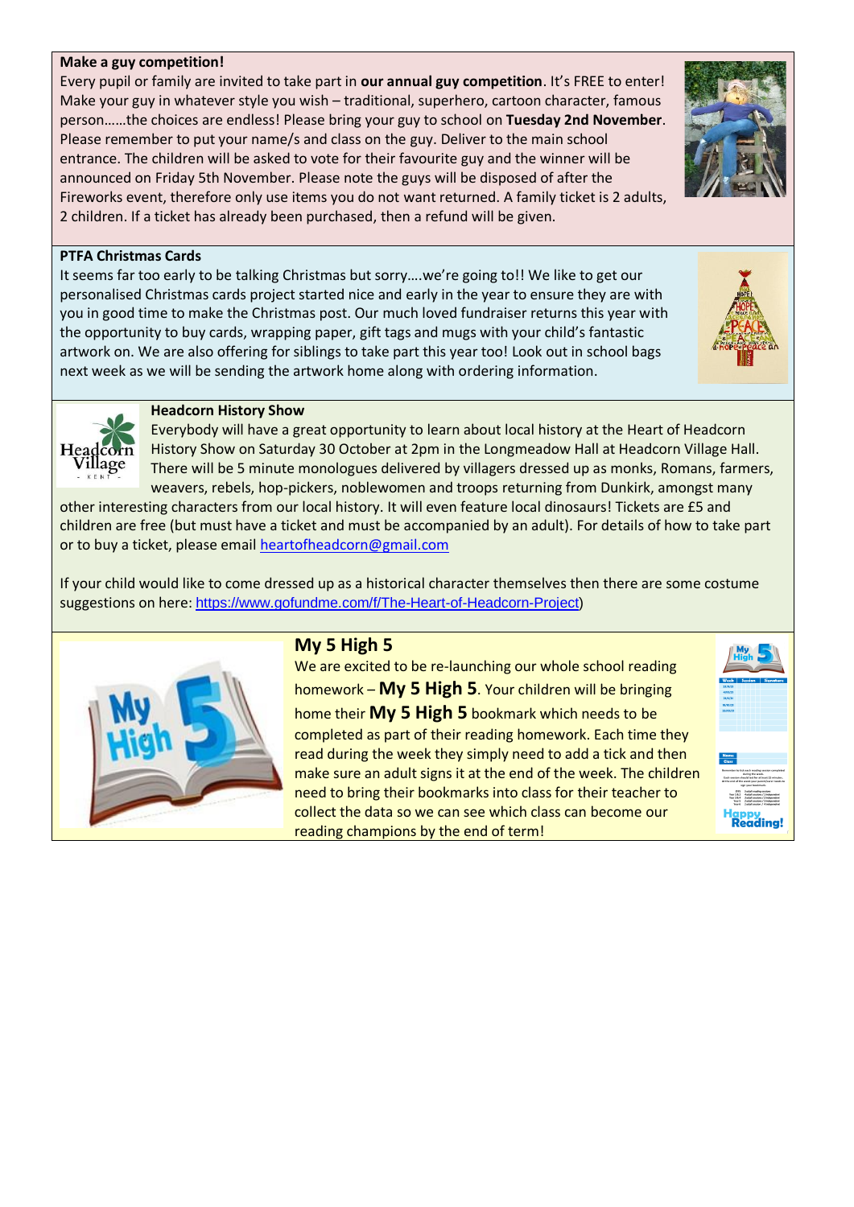**Make a guy competition!**

Every pupil or family are invited to take part in **our annual guy competition**. It's FREE to enter! Make your guy in whatever style you wish – traditional, superhero, cartoon character, famous person……the choices are endless! Please bring your guy to school on **Tuesday 2nd November**. Please remember to put your name/s and class on the guy. Deliver to the main school entrance. The children will be asked to vote for their favourite guy and the winner will be announced on Friday 5th November. Please note the guys will be disposed of after the Fireworks event, therefore only use items you do not want returned. A family ticket is 2 adults, 2 children. If a ticket has already been purchased, then a refund will be given.

**PTFA Christmas Cards**

It seems far too early to be talking Christmas but sorry….we're going to!! We like to get our personalised Christmas cards project started nice and early in the year to ensure they are with you in good time to make the Christmas post. Our much loved fundraiser returns this year with the opportunity to buy cards, wrapping paper, gift tags and mugs with your child's fantastic artwork on. We are also offering for siblings to take part this year too! Look out in school bags next week as we will be sending the artwork home along with ordering information.

**Headcorn History Show**

Everybody will have a great opportunity to learn about local history at the Heart of Headcorn History Show on Saturday 30 October at 2pm in the Longmeadow Hall at Headcorn Village Hall. There will be 5 minute monologues delivered by villagers dressed up as monks, Romans, farmers, weavers, rebels, hop-pickers, noblewomen and troops returning from Dunkirk, amongst many other interesting characters from our local history. It will even feature local dinosaurs! Tickets are £5 and children are free (but must have a ticket and must be accompanied by an adult). For details of how to take part or to buy a ticket, please email heartofheadcorn@gmail.com

If your child would like to come dressed up as a historical character themselves then there are some costume suggestions on here: https://www.gofundme.com/f/The-Heart-of-Headcorn-Project)

## My 5 High 5

We are excited to be re-launching our whole school reading homework – **My 5 High 5**. Your children will be bringing home their **My 5 High 5** bookmark which needs to be completed as part of their reading homework. Each time they read during the week they simply need to add a tick and then make sure an adult signs it at the end of the week. The children need to bring their bookmarks into class for their teacher to collect the data so we can see which class can become our reading champions by the end of term!